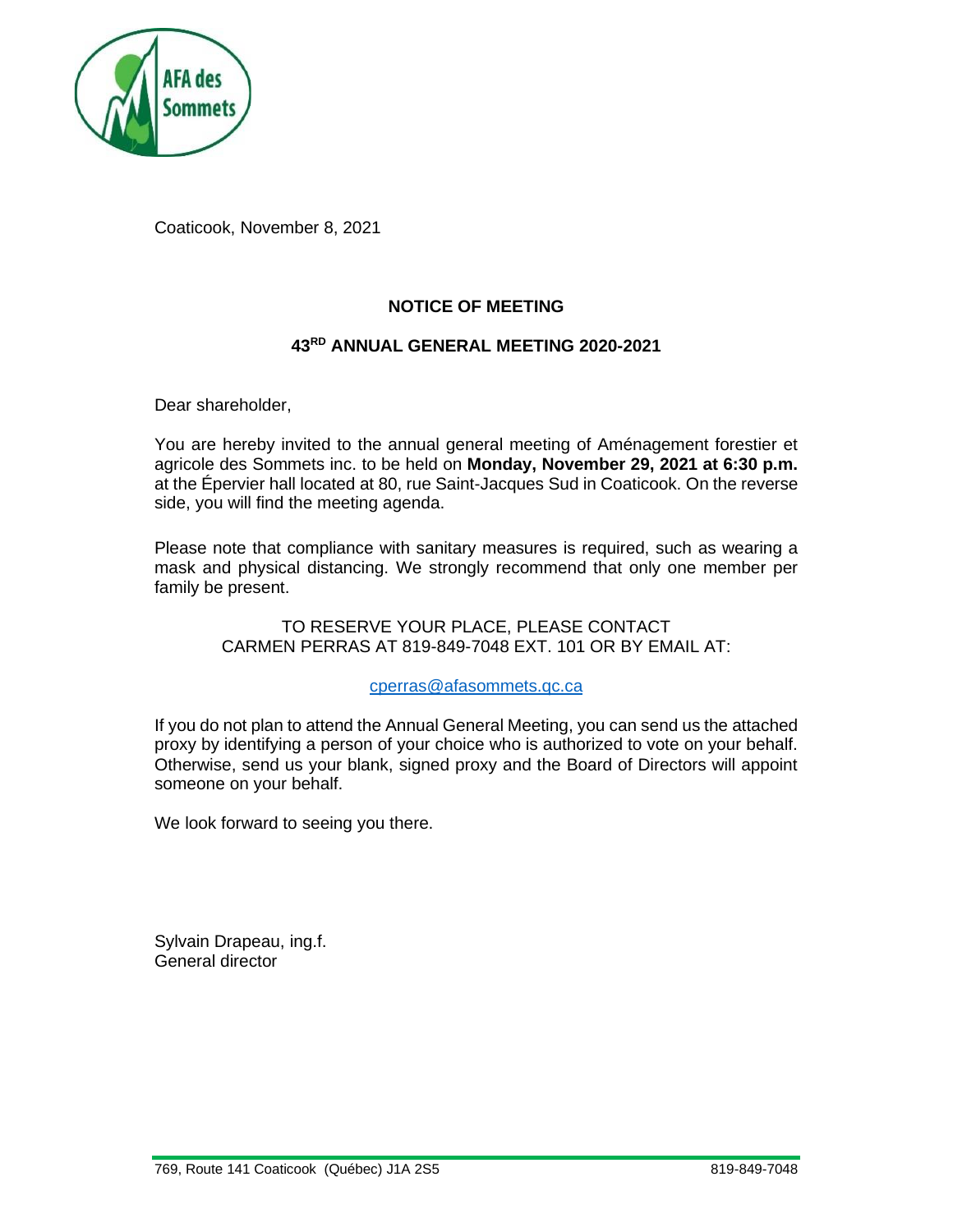Coaticook, November 8, 2021

## NOTICE OF MEETING

## 43RD ANNUAL GENERAL MEETING 2020-2021

Dear shareholder,

You are hereby invited to the annual general meeting of Aménagement forestier et agricole des Sommets inc. to be held on **Monday, November 29, 2021 at 6:30 p.m.** at the Épervier hall located at 80, rue Saint-Jacques Sud in Coaticook. On the reverse side, you will find the meeting agenda.

Please note that compliance with sanitary measures is required, such as wearing a mask and physical distancing. We strongly recommend that only one member per family be present.

TO RESERVE YOUR PLACE, PLEASE CONTACT
CARMEN PERRAS AT 819-849-7048 EXT. 101 OR BY EMAIL AT:

cperras@afasommets.qc.ca

If you do not plan to attend the Annual General Meeting, you can send us the attached proxy by identifying a person of your choice who is authorized to vote on your behalf. Otherwise, send us your blank, signed proxy and the Board of Directors will appoint someone on your behalf.

We look forward to seeing you there.

Sylvain Drapeau, ing.f.
General director

769, Route 141 Coaticook (Québec) J1A 2S5 819-849-7048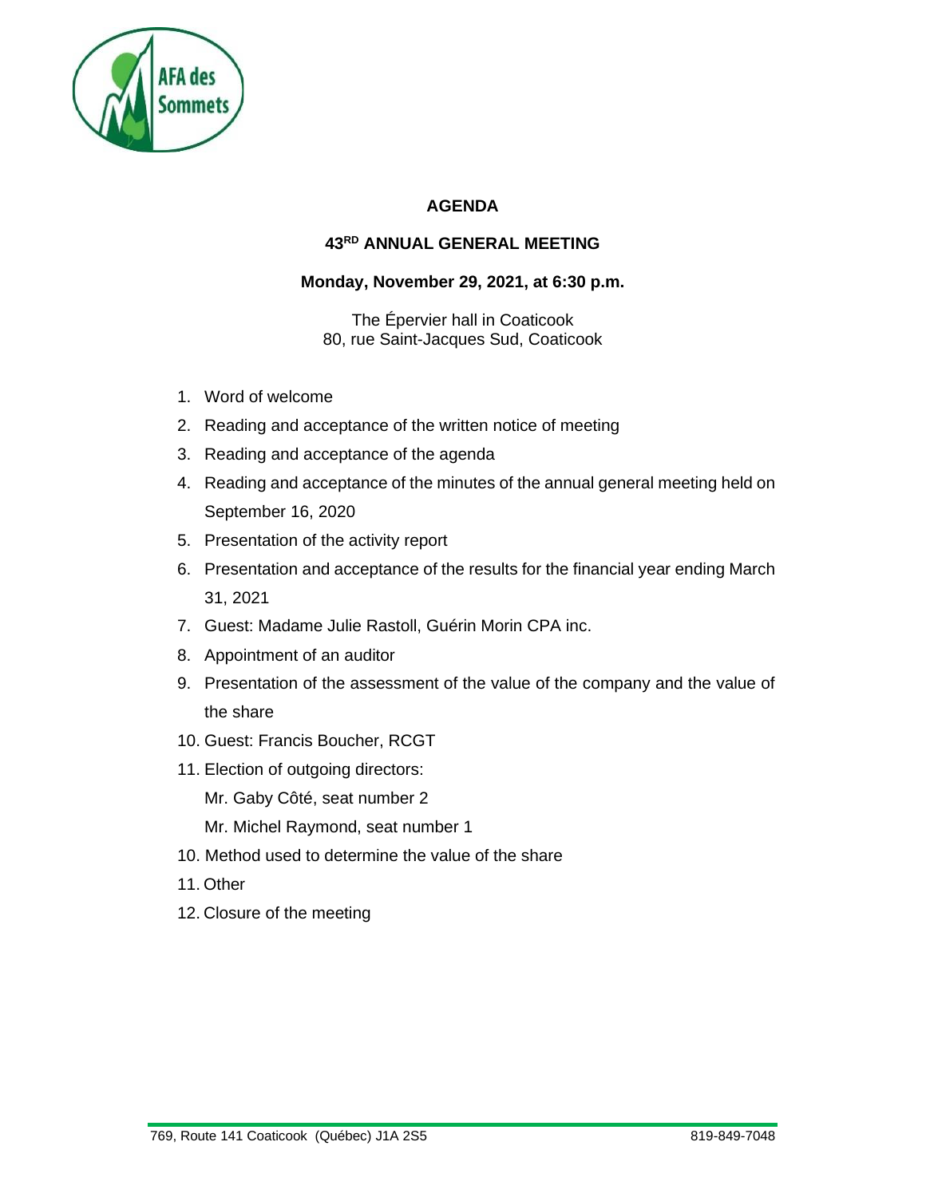AFA des Sommets

**AGENDA**

**43RD ANNUAL GENERAL MEETING**

**Monday, November 29, 2021, at 6:30 p.m.**

The Épervier hall in Coaticook
80, rue Saint-Jacques Sud, Coaticook

1. Word of welcome
2. Reading and acceptance of the written notice of meeting
3. Reading and acceptance of the agenda
4. Reading and acceptance of the minutes of the annual general meeting held on September 16, 2020
5. Presentation of the activity report
6. Presentation and acceptance of the results for the financial year ending March 31, 2021
7. Guest: Madame Julie Rastoll, Guérin Morin CPA inc.
8. Appointment of an auditor
9. Presentation of the assessment of the value of the company and the value of the share
10. Guest: Francis Boucher, RCGT
11. Election of outgoing directors:

    Mr. Gaby Côté, seat number 2

    Mr. Michel Raymond, seat number 1

10. Method used to determine the value of the share
11. Other
12. Closure of the meeting

769, Route 141 Coaticook (Québec) J1A 2S5 819-849-7048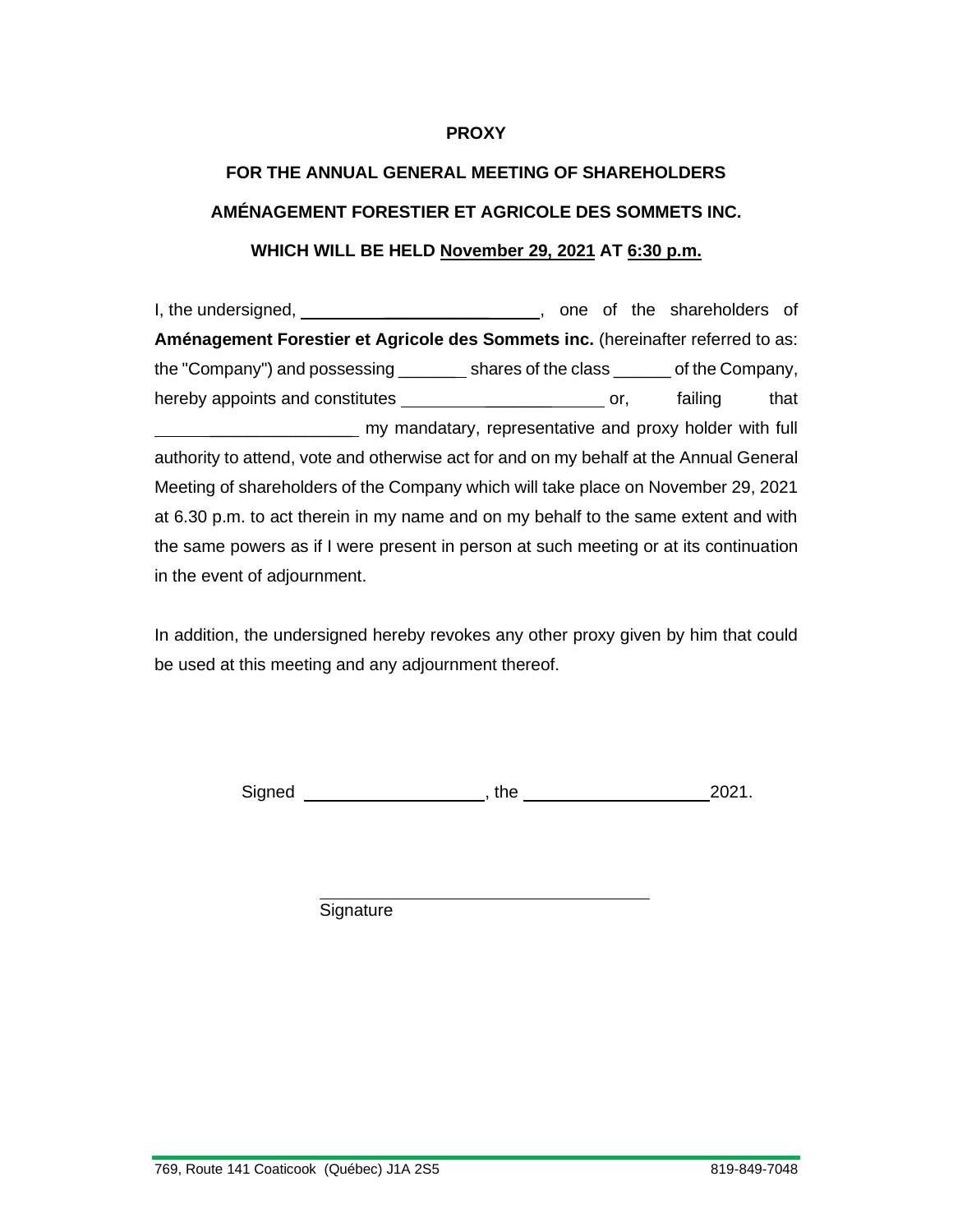**PROXY**

**FOR THE ANNUAL GENERAL MEETING OF SHAREHOLDERS**

**AMÉNAGEMENT FORESTIER ET AGRICOLE DES SOMMETS INC.**

**WHICH WILL BE HELD November 29, 2021 AT 6:30 p.m.**

I, the undersigned, ______________________, one of the shareholders of **Aménagement Forestier et Agricole des Sommets inc.** (hereinafter referred to as: the "Company") and possessing _______ shares of the class ______ of the Company, hereby appoints and constitutes ____________________ or, failing that ____________________ my mandatary, representative and proxy holder with full authority to attend, vote and otherwise act for and on my behalf at the Annual General Meeting of shareholders of the Company which will take place on November 29, 2021 at 6.30 p.m. to act therein in my name and on my behalf to the same extent and with the same powers as if I were present in person at such meeting or at its continuation in the event of adjournment.

In addition, the undersigned hereby revokes any other proxy given by him that could be used at this meeting and any adjournment thereof.

Signed ____________________, the ____________________2021.

______________________________
Signature

769, Route 141 Coaticook (Québec) J1A 2S5 819-849-7048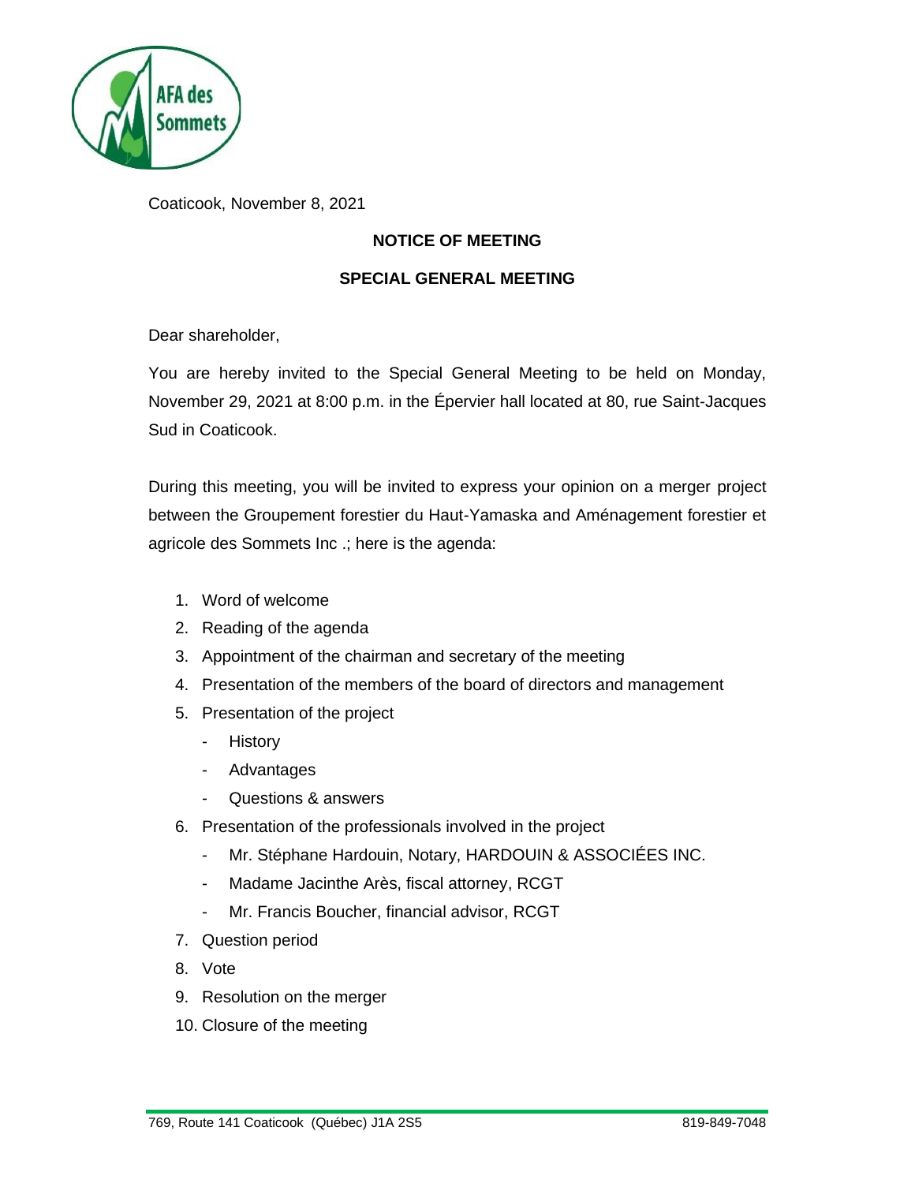Coaticook, November 8, 2021

**NOTICE OF MEETING**

**SPECIAL GENERAL MEETING**

Dear shareholder,

You are hereby invited to the Special General Meeting to be held on Monday, November 29, 2021 at 8:00 p.m. in the Épervier hall located at 80, rue Saint-Jacques Sud in Coaticook.

During this meeting, you will be invited to express your opinion on a merger project between the Groupement forestier du Haut-Yamaska and Aménagement forestier et agricole des Sommets Inc .; here is the agenda:

1. Word of welcome
2. Reading of the agenda
3. Appointment of the chairman and secretary of the meeting
4. Presentation of the members of the board of directors and management
5. Presentation of the project
   - History
   - Advantages
   - Questions & answers
6. Presentation of the professionals involved in the project
   - Mr. Stéphane Hardouin, Notary, HARDOUIN & ASSOCIÉES INC.
   - Madame Jacinthe Arès, fiscal attorney, RCGT
   - Mr. Francis Boucher, financial advisor, RCGT
7. Question period
8. Vote
9. Resolution on the merger
10. Closure of the meeting

769, Route 141 Coaticook (Québec) J1A 2S5 819-849-7048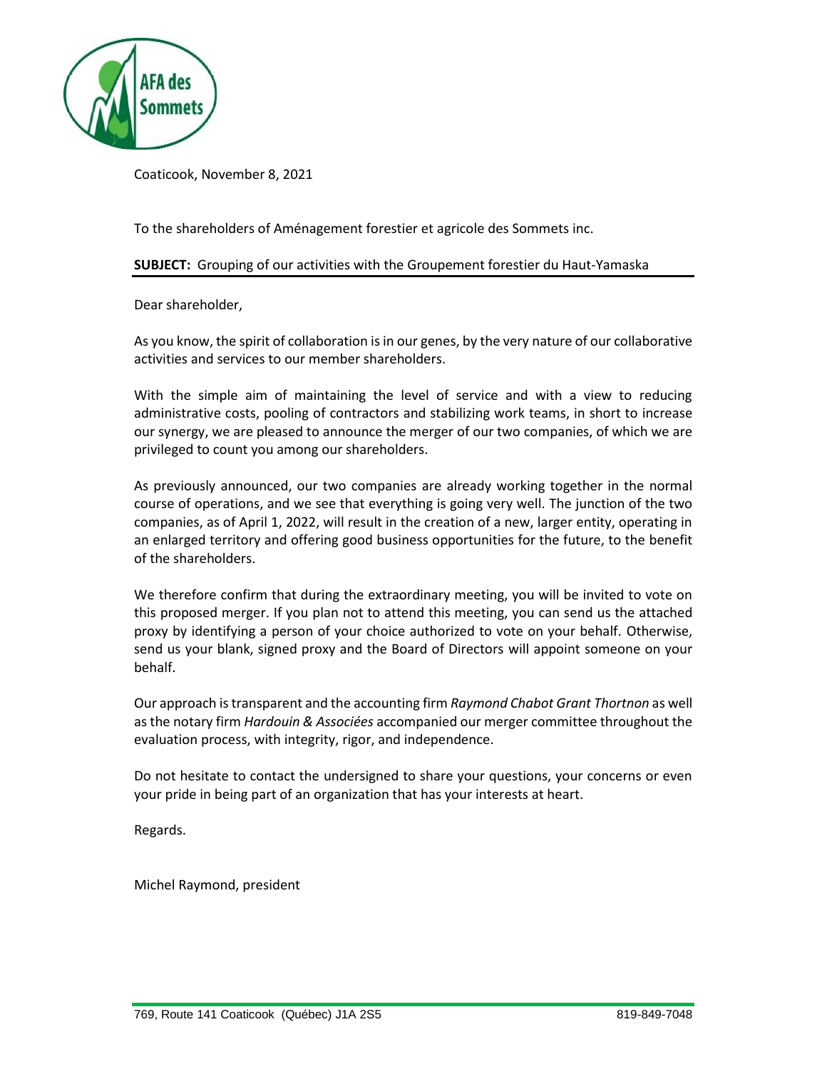AFA des Sommets

Coaticook, November 8, 2021

To the shareholders of Aménagement forestier et agricole des Sommets inc.

**SUBJECT:** Grouping of our activities with the Groupement forestier du Haut-Yamaska

Dear shareholder,

As you know, the spirit of collaboration is in our genes, by the very nature of our collaborative activities and services to our member shareholders.

With the simple aim of maintaining the level of service and with a view to reducing administrative costs, pooling of contractors and stabilizing work teams, in short to increase our synergy, we are pleased to announce the merger of our two companies, of which we are privileged to count you among our shareholders.

As previously announced, our two companies are already working together in the normal course of operations, and we see that everything is going very well. The junction of the two companies, as of April 1, 2022, will result in the creation of a new, larger entity, operating in an enlarged territory and offering good business opportunities for the future, to the benefit of the shareholders.

We therefore confirm that during the extraordinary meeting, you will be invited to vote on this proposed merger. If you plan not to attend this meeting, you can send us the attached proxy by identifying a person of your choice authorized to vote on your behalf. Otherwise, send us your blank, signed proxy and the Board of Directors will appoint someone on your behalf.

Our approach is transparent and the accounting firm *Raymond Chabot Grant Thortnon* as well as the notary firm *Hardouin & Associées* accompanied our merger committee throughout the evaluation process, with integrity, rigor, and independence.

Do not hesitate to contact the undersigned to share your questions, your concerns or even your pride in being part of an organization that has your interests at heart.

Regards.

Michel Raymond, president

769, Route 141 Coaticook (Québec) J1A 2S5 819-849-7048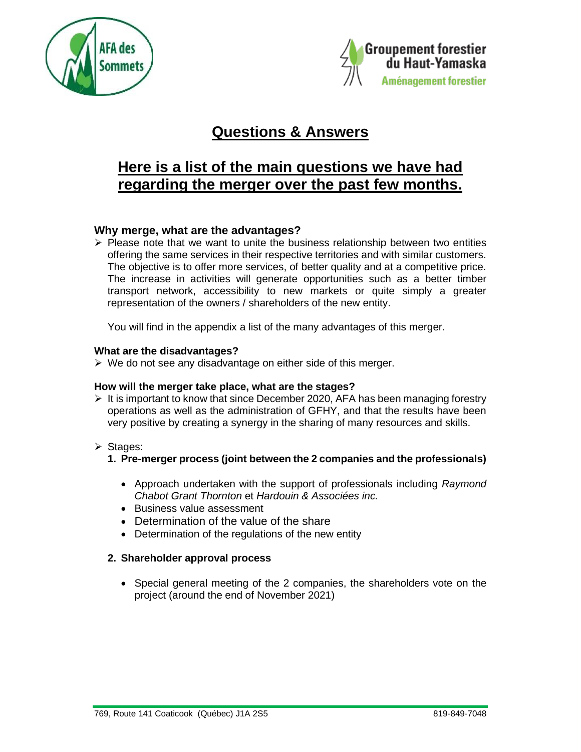# Questions & Answers

## Here is a list of the main questions we have had regarding the merger over the past few months.

### Why merge, what are the advantages?

- Please note that we want to unite the business relationship between two entities offering the same services in their respective territories and with similar customers. The objective is to offer more services, of better quality and at a competitive price. The increase in activities will generate opportunities such as a better timber transport network, accessibility to new markets or quite simply a greater representation of the owners / shareholders of the new entity.

  You will find in the appendix a list of the many advantages of this merger.

### What are the disadvantages?

- We do not see any disadvantage on either side of this merger.

### How will the merger take place, what are the stages?

- It is important to know that since December 2020, AFA has been managing forestry operations as well as the administration of GFHY, and that the results have been very positive by creating a synergy in the sharing of many resources and skills.

- Stages:
  1. **Pre-merger process (joint between the 2 companies and the professionals)**
     - Approach undertaken with the support of professionals including *Raymond Chabot Grant Thornton* et *Hardouin & Associées inc.*
     - Business value assessment
     - Determination of the value of the share
     - Determination of the regulations of the new entity
  2. **Shareholder approval process**
     - Special general meeting of the 2 companies, the shareholders vote on the project (around the end of November 2021)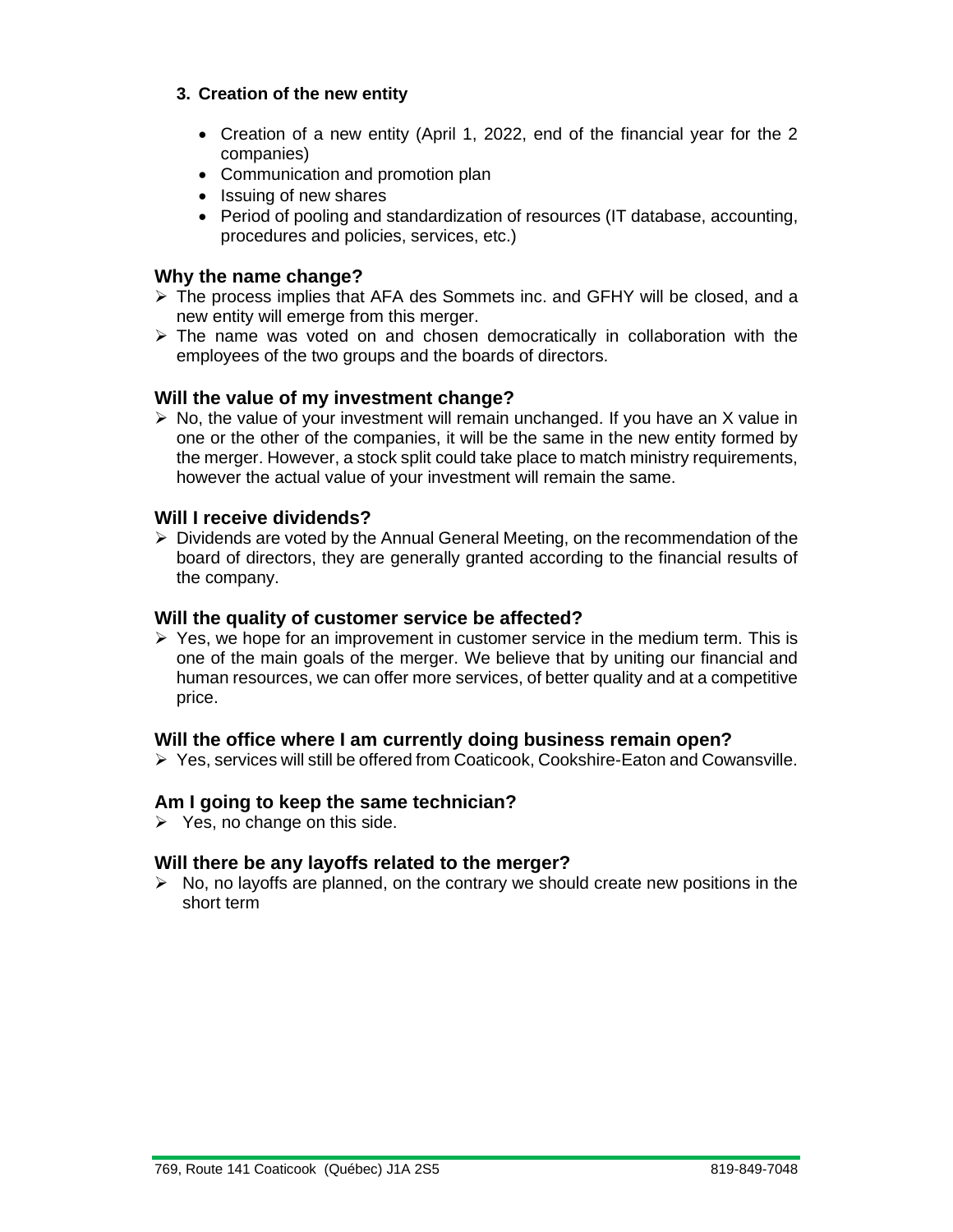### 3. Creation of the new entity

- Creation of a new entity (April 1, 2022, end of the financial year for the 2 companies)
- Communication and promotion plan
- Issuing of new shares
- Period of pooling and standardization of resources (IT database, accounting, procedures and policies, services, etc.)

## Why the name change?

- The process implies that AFA des Sommets inc. and GFHY will be closed, and a new entity will emerge from this merger.
- The name was voted on and chosen democratically in collaboration with the employees of the two groups and the boards of directors.

## Will the value of my investment change?

- No, the value of your investment will remain unchanged. If you have an X value in one or the other of the companies, it will be the same in the new entity formed by the merger. However, a stock split could take place to match ministry requirements, however the actual value of your investment will remain the same.

## Will I receive dividends?

- Dividends are voted by the Annual General Meeting, on the recommendation of the board of directors, they are generally granted according to the financial results of the company.

## Will the quality of customer service be affected?

- Yes, we hope for an improvement in customer service in the medium term. This is one of the main goals of the merger. We believe that by uniting our financial and human resources, we can offer more services, of better quality and at a competitive price.

## Will the office where I am currently doing business remain open?

- Yes, services will still be offered from Coaticook, Cookshire-Eaton and Cowansville.

## Am I going to keep the same technician?

- Yes, no change on this side.

## Will there be any layoffs related to the merger?

- No, no layoffs are planned, on the contrary we should create new positions in the short term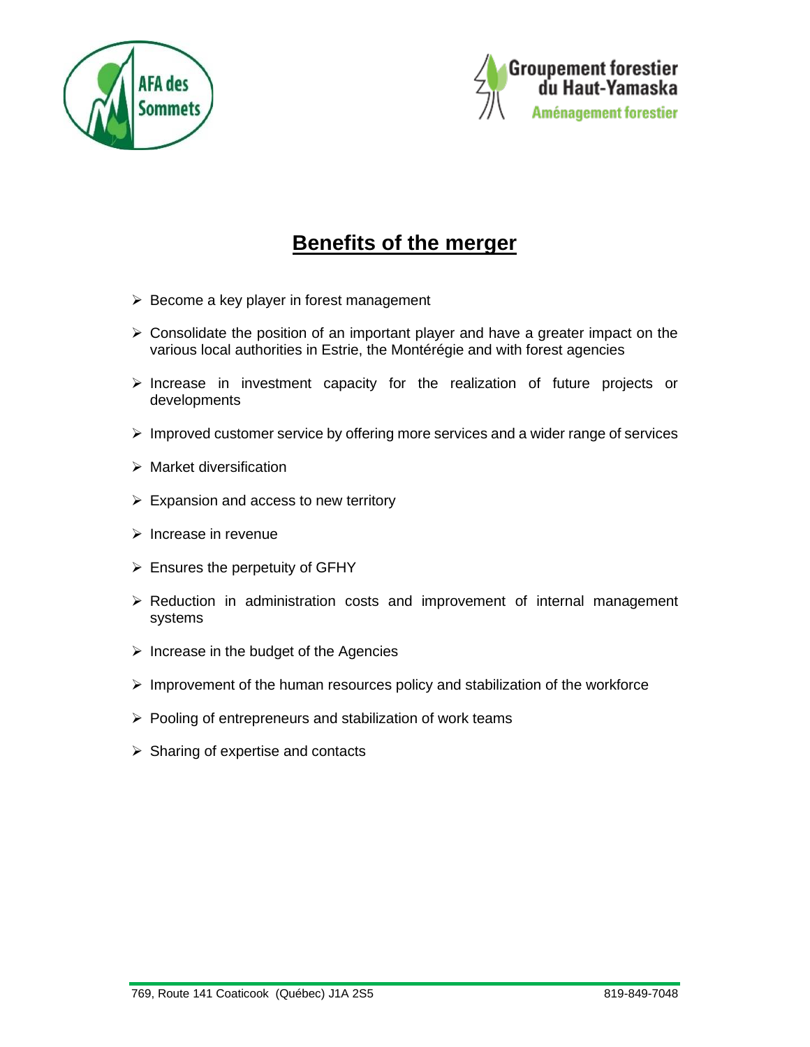AFA des Sommets

Groupement forestier du Haut-Yamaska
Aménagement forestier

# Benefits of the merger

- Become a key player in forest management
- Consolidate the position of an important player and have a greater impact on the various local authorities in Estrie, the Montérégie and with forest agencies
- Increase in investment capacity for the realization of future projects or developments
- Improved customer service by offering more services and a wider range of services
- Market diversification
- Expansion and access to new territory
- Increase in revenue
- Ensures the perpetuity of GFHY
- Reduction in administration costs and improvement of internal management systems
- Increase in the budget of the Agencies
- Improvement of the human resources policy and stabilization of the workforce
- Pooling of entrepreneurs and stabilization of work teams
- Sharing of expertise and contacts

769, Route 141 Coaticook (Québec) J1A 2S5 819-849-7048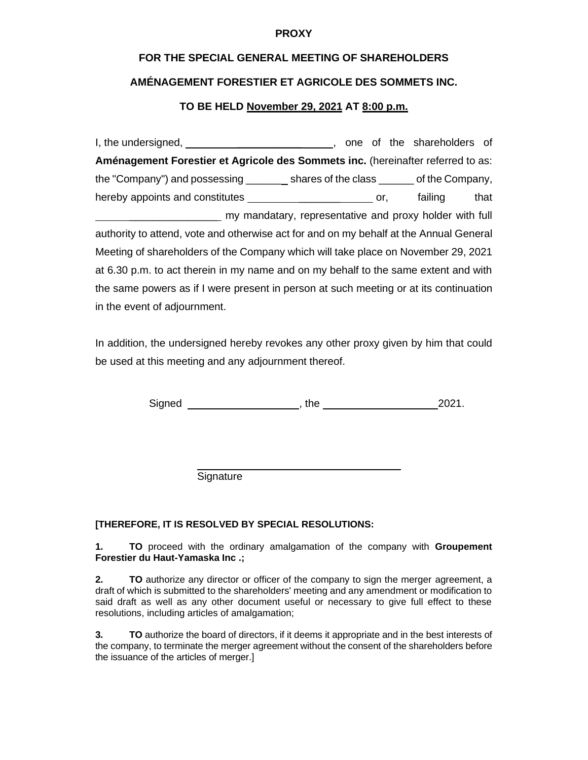**PROXY**

**FOR THE SPECIAL GENERAL MEETING OF SHAREHOLDERS**

**AMÉNAGEMENT FORESTIER ET AGRICOLE DES SOMMETS INC.**

**TO BE HELD <u>November 29, 2021</u> AT <u>8:00 p.m.</u>**

I, the undersigned, ____________________________, one of the shareholders of **Aménagement Forestier et Agricole des Sommets inc.** (hereinafter referred to as: the "Company") and possessing _______ shares of the class ______ of the Company, hereby appoints and constitutes ______________________ or, failing that ________________________ my mandatary, representative and proxy holder with full authority to attend, vote and otherwise act for and on my behalf at the Annual General Meeting of shareholders of the Company which will take place on November 29, 2021 at 6.30 p.m. to act therein in my name and on my behalf to the same extent and with the same powers as if I were present in person at such meeting or at its continuation in the event of adjournment.

In addition, the undersigned hereby revokes any other proxy given by him that could be used at this meeting and any adjournment thereof.

Signed ____________________, the ____________________2021.

____________________________________
Signature

**[THEREFORE, IT IS RESOLVED BY SPECIAL RESOLUTIONS:**

**1.** **TO** proceed with the ordinary amalgamation of the company with **Groupement Forestier du Haut-Yamaska Inc .;**

**2.** **TO** authorize any director or officer of the company to sign the merger agreement, a draft of which is submitted to the shareholders' meeting and any amendment or modification to said draft as well as any other document useful or necessary to give full effect to these resolutions, including articles of amalgamation;

**3.** **TO** authorize the board of directors, if it deems it appropriate and in the best interests of the company, to terminate the merger agreement without the consent of the shareholders before the issuance of the articles of merger.]